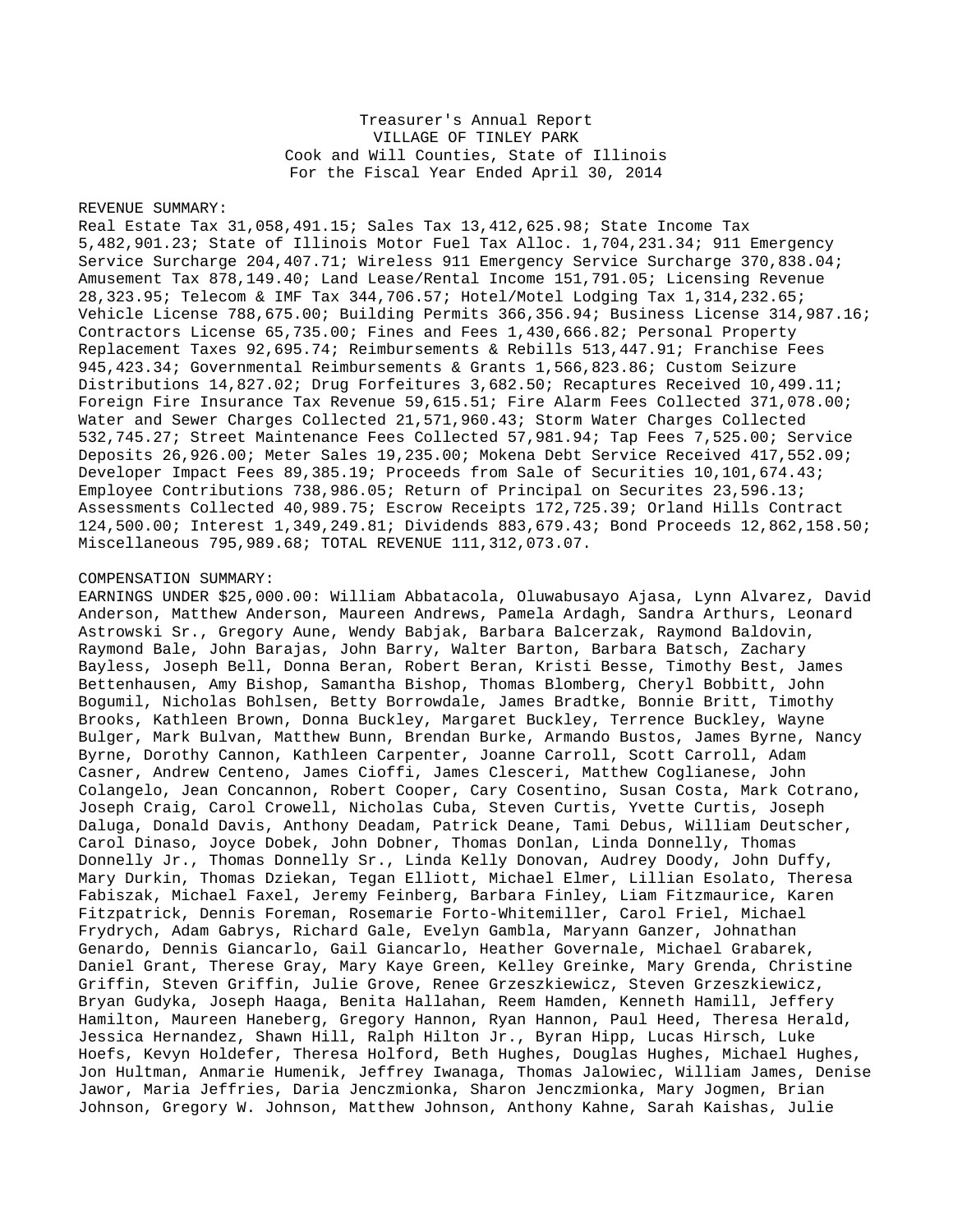# Treasurer's Annual Report
## VILLAGE OF TINLEY PARK
### Cook and Will Counties, State of Illinois
### For the Fiscal Year Ended April 30, 2014

REVENUE SUMMARY:
Real Estate Tax 31,058,491.15; Sales Tax 13,412,625.98; State Income Tax 5,482,901.23; State of Illinois Motor Fuel Tax Alloc. 1,704,231.34; 911 Emergency Service Surcharge 204,407.71; Wireless 911 Emergency Service Surcharge 370,838.04; Amusement Tax 878,149.40; Land Lease/Rental Income 151,791.05; Licensing Revenue 28,323.95; Telecom & IMF Tax 344,706.57; Hotel/Motel Lodging Tax 1,314,232.65; Vehicle License 788,675.00; Building Permits 366,356.94; Business License 314,987.16; Contractors License 65,735.00; Fines and Fees 1,430,666.82; Personal Property Replacement Taxes 92,695.74; Reimbursements & Rebills 513,447.91; Franchise Fees 945,423.34; Governmental Reimbursements & Grants 1,566,823.86; Custom Seizure Distributions 14,827.02; Drug Forfeitures 3,682.50; Recaptures Received 10,499.11; Foreign Fire Insurance Tax Revenue 59,615.51; Fire Alarm Fees Collected 371,078.00; Water and Sewer Charges Collected 21,571,960.43; Storm Water Charges Collected 532,745.27; Street Maintenance Fees Collected 57,981.94; Tap Fees 7,525.00; Service Deposits 26,926.00; Meter Sales 19,235.00; Mokena Debt Service Received 417,552.09; Developer Impact Fees 89,385.19; Proceeds from Sale of Securities 10,101,674.43; Employee Contributions 738,986.05; Return of Principal on Securites 23,596.13; Assessments Collected 40,989.75; Escrow Receipts 172,725.39; Orland Hills Contract 124,500.00; Interest 1,349,249.81; Dividends 883,679.43; Bond Proceeds 12,862,158.50; Miscellaneous 795,989.68; TOTAL REVENUE 111,312,073.07.

COMPENSATION SUMMARY:
EARNINGS UNDER $25,000.00: William Abbatacola, Oluwabusayo Ajasa, Lynn Alvarez, David Anderson, Matthew Anderson, Maureen Andrews, Pamela Ardagh, Sandra Arthurs, Leonard Astrowski Sr., Gregory Aune, Wendy Babjak, Barbara Balcerzak, Raymond Baldovin, Raymond Bale, John Barajas, John Barry, Walter Barton, Barbara Batsch, Zachary Bayless, Joseph Bell, Donna Beran, Robert Beran, Kristi Besse, Timothy Best, James Bettenhausen, Amy Bishop, Samantha Bishop, Thomas Blomberg, Cheryl Bobbitt, John Bogumil, Nicholas Bohlsen, Betty Borrowdale, James Bradtke, Bonnie Britt, Timothy Brooks, Kathleen Brown, Donna Buckley, Margaret Buckley, Terrence Buckley, Wayne Bulger, Mark Bulvan, Matthew Bunn, Brendan Burke, Armando Bustos, James Byrne, Nancy Byrne, Dorothy Cannon, Kathleen Carpenter, Joanne Carroll, Scott Carroll, Adam Casner, Andrew Centeno, James Cioffi, James Clesceri, Matthew Coglianese, John Colangelo, Jean Concannon, Robert Cooper, Cary Cosentino, Susan Costa, Mark Cotrano, Joseph Craig, Carol Crowell, Nicholas Cuba, Steven Curtis, Yvette Curtis, Joseph Daluga, Donald Davis, Anthony Deadam, Patrick Deane, Tami Debus, William Deutscher, Carol Dinaso, Joyce Dobek, John Dobner, Thomas Donlan, Linda Donnelly, Thomas Donnelly Jr., Thomas Donnelly Sr., Linda Kelly Donovan, Audrey Doody, John Duffy, Mary Durkin, Thomas Dziekan, Tegan Elliott, Michael Elmer, Lillian Esolato, Theresa Fabiszak, Michael Faxel, Jeremy Feinberg, Barbara Finley, Liam Fitzmaurice, Karen Fitzpatrick, Dennis Foreman, Rosemarie Forto-Whitemiller, Carol Friel, Michael Frydrych, Adam Gabrys, Richard Gale, Evelyn Gambla, Maryann Ganzer, Johnathan Genardo, Dennis Giancarlo, Gail Giancarlo, Heather Governale, Michael Grabarek, Daniel Grant, Therese Gray, Mary Kaye Green, Kelley Greinke, Mary Grenda, Christine Griffin, Steven Griffin, Julie Grove, Renee Grzeszkiewicz, Steven Grzeszkiewicz, Bryan Gudyka, Joseph Haaga, Benita Hallahan, Reem Hamden, Kenneth Hamill, Jeffery Hamilton, Maureen Haneberg, Gregory Hannon, Ryan Hannon, Paul Heed, Theresa Herald, Jessica Hernandez, Shawn Hill, Ralph Hilton Jr., Byran Hipp, Lucas Hirsch, Luke Hoefs, Kevyn Holdefer, Theresa Holford, Beth Hughes, Douglas Hughes, Michael Hughes, Jon Hultman, Anmarie Humenik, Jeffrey Iwanaga, Thomas Jalowiec, William James, Denise Jawor, Maria Jeffries, Daria Jenczmionka, Sharon Jenczmionka, Mary Jogmen, Brian Johnson, Gregory W. Johnson, Matthew Johnson, Anthony Kahne, Sarah Kaishas, Julie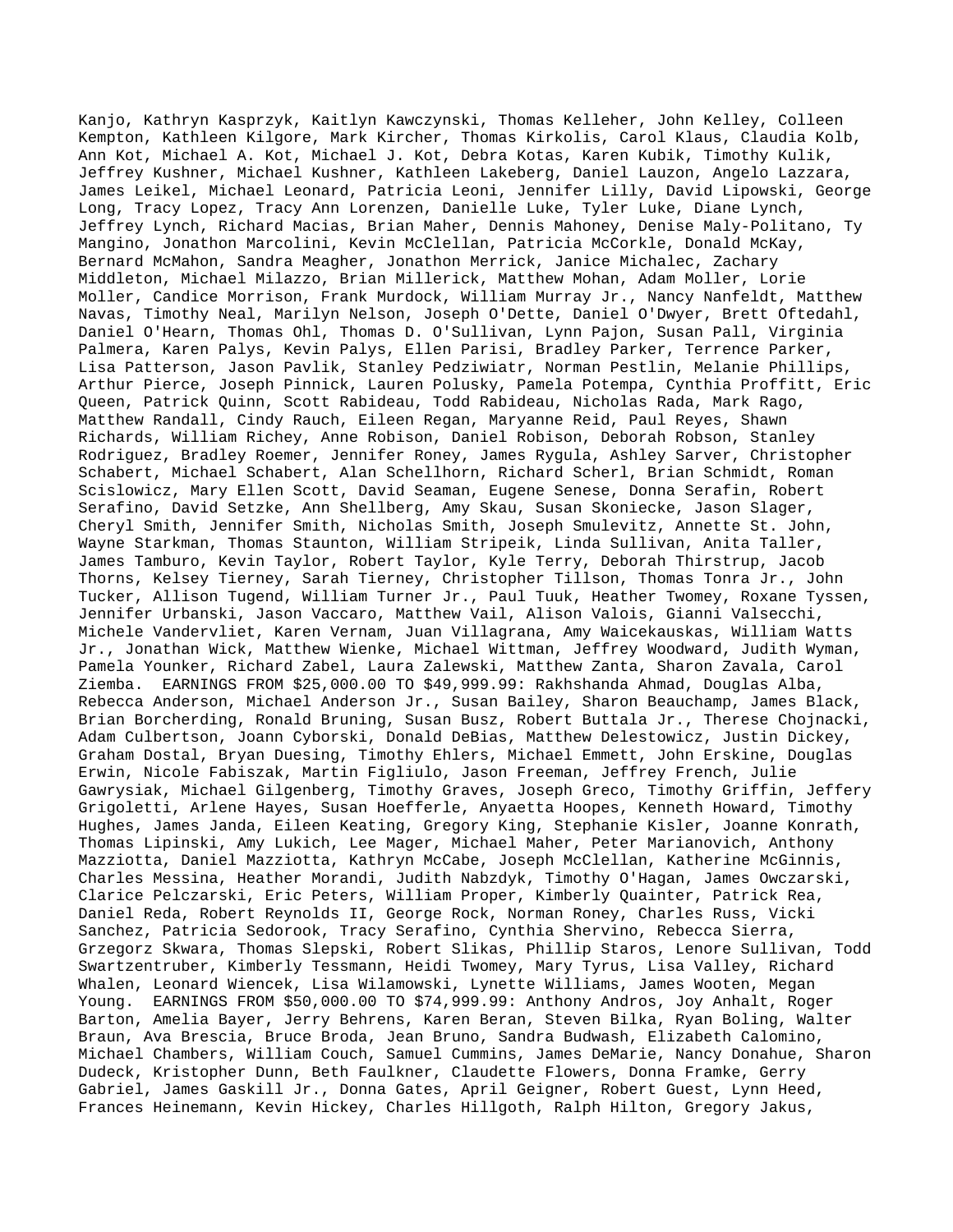Kanjo, Kathryn Kasprzyk, Kaitlyn Kawczynski, Thomas Kelleher, John Kelley, Colleen Kempton, Kathleen Kilgore, Mark Kircher, Thomas Kirkolis, Carol Klaus, Claudia Kolb, Ann Kot, Michael A. Kot, Michael J. Kot, Debra Kotas, Karen Kubik, Timothy Kulik, Jeffrey Kushner, Michael Kushner, Kathleen Lakeberg, Daniel Lauzon, Angelo Lazzara, James Leikel, Michael Leonard, Patricia Leoni, Jennifer Lilly, David Lipowski, George Long, Tracy Lopez, Tracy Ann Lorenzen, Danielle Luke, Tyler Luke, Diane Lynch, Jeffrey Lynch, Richard Macias, Brian Maher, Dennis Mahoney, Denise Maly-Politano, Ty Mangino, Jonathon Marcolini, Kevin McClellan, Patricia McCorkle, Donald McKay, Bernard McMahon, Sandra Meagher, Jonathon Merrick, Janice Michalec, Zachary Middleton, Michael Milazzo, Brian Millerick, Matthew Mohan, Adam Moller, Lorie Moller, Candice Morrison, Frank Murdock, William Murray Jr., Nancy Nanfeldt, Matthew Navas, Timothy Neal, Marilyn Nelson, Joseph O'Dette, Daniel O'Dwyer, Brett Oftedahl, Daniel O'Hearn, Thomas Ohl, Thomas D. O'Sullivan, Lynn Pajon, Susan Pall, Virginia Palmera, Karen Palys, Kevin Palys, Ellen Parisi, Bradley Parker, Terrence Parker, Lisa Patterson, Jason Pavlik, Stanley Pedziwiatr, Norman Pestlin, Melanie Phillips, Arthur Pierce, Joseph Pinnick, Lauren Polusky, Pamela Potempa, Cynthia Proffitt, Eric Queen, Patrick Quinn, Scott Rabideau, Todd Rabideau, Nicholas Rada, Mark Rago, Matthew Randall, Cindy Rauch, Eileen Regan, Maryanne Reid, Paul Reyes, Shawn Richards, William Richey, Anne Robison, Daniel Robison, Deborah Robson, Stanley Rodriguez, Bradley Roemer, Jennifer Roney, James Rygula, Ashley Sarver, Christopher Schabert, Michael Schabert, Alan Schellhorn, Richard Scherl, Brian Schmidt, Roman Scislowicz, Mary Ellen Scott, David Seaman, Eugene Senese, Donna Serafin, Robert Serafino, David Setzke, Ann Shellberg, Amy Skau, Susan Skoniecke, Jason Slager, Cheryl Smith, Jennifer Smith, Nicholas Smith, Joseph Smulevitz, Annette St. John, Wayne Starkman, Thomas Staunton, William Stripeik, Linda Sullivan, Anita Taller, James Tamburo, Kevin Taylor, Robert Taylor, Kyle Terry, Deborah Thirstrup, Jacob Thorns, Kelsey Tierney, Sarah Tierney, Christopher Tillson, Thomas Tonra Jr., John Tucker, Allison Tugend, William Turner Jr., Paul Tuuk, Heather Twomey, Roxane Tyssen, Jennifer Urbanski, Jason Vaccaro, Matthew Vail, Alison Valois, Gianni Valsecchi, Michele Vandervliet, Karen Vernam, Juan Villagrana, Amy Waicekauskas, William Watts Jr., Jonathan Wick, Matthew Wienke, Michael Wittman, Jeffrey Woodward, Judith Wyman, Pamela Younker, Richard Zabel, Laura Zalewski, Matthew Zanta, Sharon Zavala, Carol Ziemba. EARNINGS FROM $25,000.00 TO $49,999.99: Rakhshanda Ahmad, Douglas Alba, Rebecca Anderson, Michael Anderson Jr., Susan Bailey, Sharon Beauchamp, James Black, Brian Borcherding, Ronald Bruning, Susan Busz, Robert Buttala Jr., Therese Chojnacki, Adam Culbertson, Joann Cyborski, Donald DeBias, Matthew Delestowicz, Justin Dickey, Graham Dostal, Bryan Duesing, Timothy Ehlers, Michael Emmett, John Erskine, Douglas Erwin, Nicole Fabiszak, Martin Figliulo, Jason Freeman, Jeffrey French, Julie Gawrysiak, Michael Gilgenberg, Timothy Graves, Joseph Greco, Timothy Griffin, Jeffery Grigoletti, Arlene Hayes, Susan Hoefferle, Anyaetta Hoopes, Kenneth Howard, Timothy Hughes, James Janda, Eileen Keating, Gregory King, Stephanie Kisler, Joanne Konrath, Thomas Lipinski, Amy Lukich, Lee Mager, Michael Maher, Peter Marianovich, Anthony Mazziotta, Daniel Mazziotta, Kathryn McCabe, Joseph McClellan, Katherine McGinnis, Charles Messina, Heather Morandi, Judith Nabzdyk, Timothy O'Hagan, James Owczarski, Clarice Pelczarski, Eric Peters, William Proper, Kimberly Quainter, Patrick Rea, Daniel Reda, Robert Reynolds II, George Rock, Norman Roney, Charles Russ, Vicki Sanchez, Patricia Sedorook, Tracy Serafino, Cynthia Shervino, Rebecca Sierra, Grzegorz Skwara, Thomas Slepski, Robert Slikas, Phillip Staros, Lenore Sullivan, Todd Swartzentruber, Kimberly Tessmann, Heidi Twomey, Mary Tyrus, Lisa Valley, Richard Whalen, Leonard Wiencek, Lisa Wilamowski, Lynette Williams, James Wooten, Megan Young. EARNINGS FROM $50,000.00 TO $74,999.99: Anthony Andros, Joy Anhalt, Roger Barton, Amelia Bayer, Jerry Behrens, Karen Beran, Steven Bilka, Ryan Boling, Walter Braun, Ava Brescia, Bruce Broda, Jean Bruno, Sandra Budwash, Elizabeth Calomino, Michael Chambers, William Couch, Samuel Cummins, James DeMarie, Nancy Donahue, Sharon Dudeck, Kristopher Dunn, Beth Faulkner, Claudette Flowers, Donna Framke, Gerry Gabriel, James Gaskill Jr., Donna Gates, April Geigner, Robert Guest, Lynn Heed, Frances Heinemann, Kevin Hickey, Charles Hillgoth, Ralph Hilton, Gregory Jakus,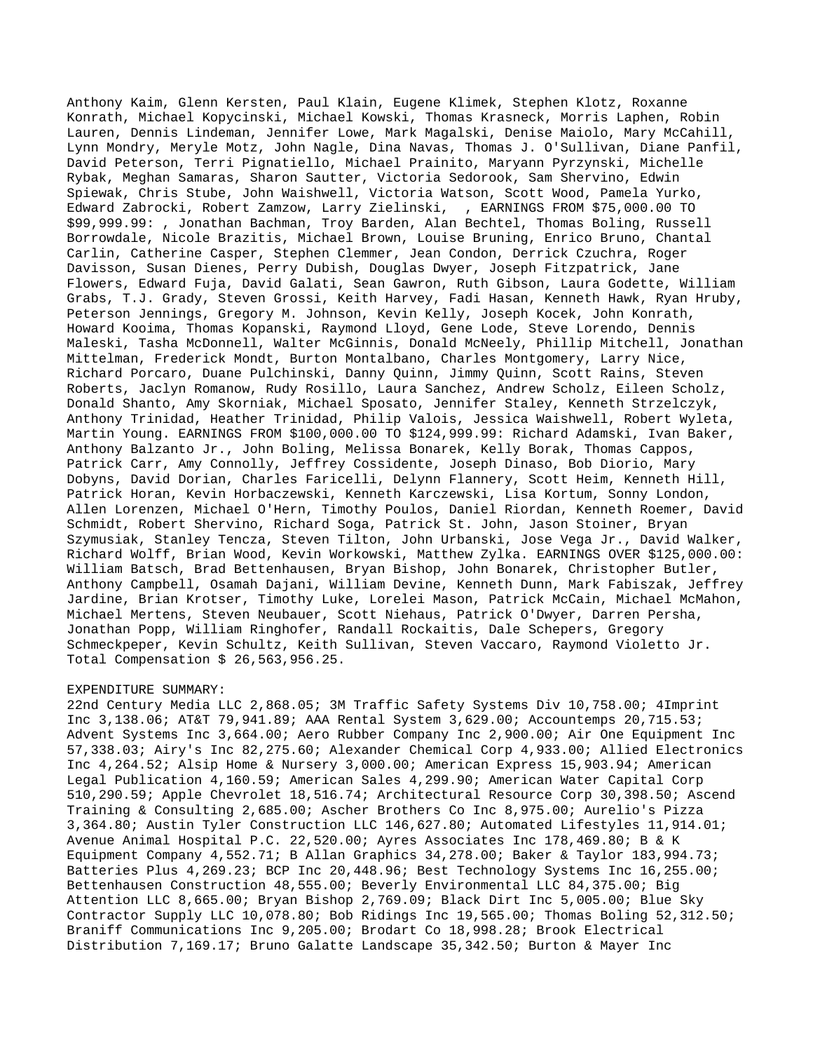Anthony Kaim, Glenn Kersten, Paul Klain, Eugene Klimek, Stephen Klotz, Roxanne Konrath, Michael Kopycinski, Michael Kowski, Thomas Krasneck, Morris Laphen, Robin Lauren, Dennis Lindeman, Jennifer Lowe, Mark Magalski, Denise Maiolo, Mary McCahill, Lynn Mondry, Meryle Motz, John Nagle, Dina Navas, Thomas J. O'Sullivan, Diane Panfil, David Peterson, Terri Pignatiello, Michael Prainito, Maryann Pyrzynski, Michelle Rybak, Meghan Samaras, Sharon Sautter, Victoria Sedorook, Sam Shervino, Edwin Spiewak, Chris Stube, John Waishwell, Victoria Watson, Scott Wood, Pamela Yurko, Edward Zabrocki, Robert Zamzow, Larry Zielinski, , EARNINGS FROM $75,000.00 TO $99,999.99: , Jonathan Bachman, Troy Barden, Alan Bechtel, Thomas Boling, Russell Borrowdale, Nicole Brazitis, Michael Brown, Louise Bruning, Enrico Bruno, Chantal Carlin, Catherine Casper, Stephen Clemmer, Jean Condon, Derrick Czuchra, Roger Davisson, Susan Dienes, Perry Dubish, Douglas Dwyer, Joseph Fitzpatrick, Jane Flowers, Edward Fuja, David Galati, Sean Gawron, Ruth Gibson, Laura Godette, William Grabs, T.J. Grady, Steven Grossi, Keith Harvey, Fadi Hasan, Kenneth Hawk, Ryan Hruby, Peterson Jennings, Gregory M. Johnson, Kevin Kelly, Joseph Kocek, John Konrath, Howard Kooima, Thomas Kopanski, Raymond Lloyd, Gene Lode, Steve Lorendo, Dennis Maleski, Tasha McDonnell, Walter McGinnis, Donald McNeely, Phillip Mitchell, Jonathan Mittelman, Frederick Mondt, Burton Montalbano, Charles Montgomery, Larry Nice, Richard Porcaro, Duane Pulchinski, Danny Quinn, Jimmy Quinn, Scott Rains, Steven Roberts, Jaclyn Romanow, Rudy Rosillo, Laura Sanchez, Andrew Scholz, Eileen Scholz, Donald Shanto, Amy Skorniak, Michael Sposato, Jennifer Staley, Kenneth Strzelczyk, Anthony Trinidad, Heather Trinidad, Philip Valois, Jessica Waishwell, Robert Wyleta, Martin Young. EARNINGS FROM $100,000.00 TO $124,999.99: Richard Adamski, Ivan Baker, Anthony Balzanto Jr., John Boling, Melissa Bonarek, Kelly Borak, Thomas Cappos, Patrick Carr, Amy Connolly, Jeffrey Cossidente, Joseph Dinaso, Bob Diorio, Mary Dobyns, David Dorian, Charles Faricelli, Delynn Flannery, Scott Heim, Kenneth Hill, Patrick Horan, Kevin Horbaczewski, Kenneth Karczewski, Lisa Kortum, Sonny London, Allen Lorenzen, Michael O'Hern, Timothy Poulos, Daniel Riordan, Kenneth Roemer, David Schmidt, Robert Shervino, Richard Soga, Patrick St. John, Jason Stoiner, Bryan Szymusiak, Stanley Tencza, Steven Tilton, John Urbanski, Jose Vega Jr., David Walker, Richard Wolff, Brian Wood, Kevin Workowski, Matthew Zylka. EARNINGS OVER $125,000.00: William Batsch, Brad Bettenhausen, Bryan Bishop, John Bonarek, Christopher Butler, Anthony Campbell, Osamah Dajani, William Devine, Kenneth Dunn, Mark Fabiszak, Jeffrey Jardine, Brian Krotser, Timothy Luke, Lorelei Mason, Patrick McCain, Michael McMahon, Michael Mertens, Steven Neubauer, Scott Niehaus, Patrick O'Dwyer, Darren Persha, Jonathan Popp, William Ringhofer, Randall Rockaitis, Dale Schepers, Gregory Schmeckpeper, Kevin Schultz, Keith Sullivan, Steven Vaccaro, Raymond Violetto Jr. Total Compensation $ 26,563,956.25.

EXPENDITURE SUMMARY:
22nd Century Media LLC 2,868.05; 3M Traffic Safety Systems Div 10,758.00; 4Imprint Inc 3,138.06; AT&T 79,941.89; AAA Rental System 3,629.00; Accountemps 20,715.53; Advent Systems Inc 3,664.00; Aero Rubber Company Inc 2,900.00; Air One Equipment Inc 57,338.03; Airy's Inc 82,275.60; Alexander Chemical Corp 4,933.00; Allied Electronics Inc 4,264.52; Alsip Home & Nursery 3,000.00; American Express 15,903.94; American Legal Publication 4,160.59; American Sales 4,299.90; American Water Capital Corp 510,290.59; Apple Chevrolet 18,516.74; Architectural Resource Corp 30,398.50; Ascend Training & Consulting 2,685.00; Ascher Brothers Co Inc 8,975.00; Aurelio's Pizza 3,364.80; Austin Tyler Construction LLC 146,627.80; Automated Lifestyles 11,914.01; Avenue Animal Hospital P.C. 22,520.00; Ayres Associates Inc 178,469.80; B & K Equipment Company 4,552.71; B Allan Graphics 34,278.00; Baker & Taylor 183,994.73; Batteries Plus 4,269.23; BCP Inc 20,448.96; Best Technology Systems Inc 16,255.00; Bettenhausen Construction 48,555.00; Beverly Environmental LLC 84,375.00; Big Attention LLC 8,665.00; Bryan Bishop 2,769.09; Black Dirt Inc 5,005.00; Blue Sky Contractor Supply LLC 10,078.80; Bob Ridings Inc 19,565.00; Thomas Boling 52,312.50; Braniff Communications Inc 9,205.00; Brodart Co 18,998.28; Brook Electrical Distribution 7,169.17; Bruno Galatte Landscape 35,342.50; Burton & Mayer Inc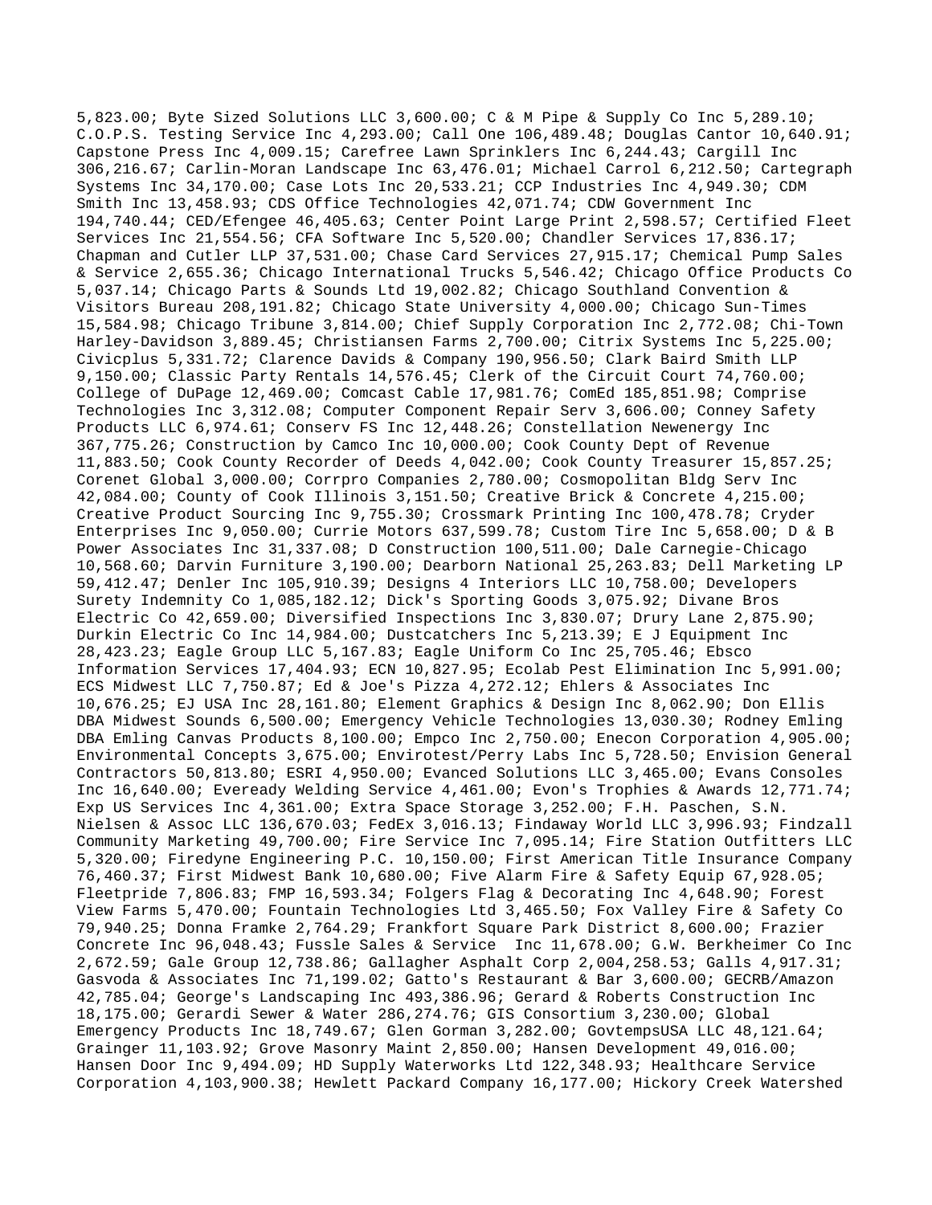5,823.00; Byte Sized Solutions LLC 3,600.00; C & M Pipe & Supply Co Inc 5,289.10; C.O.P.S. Testing Service Inc 4,293.00; Call One 106,489.48; Douglas Cantor 10,640.91; Capstone Press Inc 4,009.15; Carefree Lawn Sprinklers Inc 6,244.43; Cargill Inc 306,216.67; Carlin-Moran Landscape Inc 63,476.01; Michael Carrol 6,212.50; Cartegraph Systems Inc 34,170.00; Case Lots Inc 20,533.21; CCP Industries Inc 4,949.30; CDM Smith Inc 13,458.93; CDS Office Technologies 42,071.74; CDW Government Inc 194,740.44; CED/Efengee 46,405.63; Center Point Large Print 2,598.57; Certified Fleet Services Inc 21,554.56; CFA Software Inc 5,520.00; Chandler Services 17,836.17; Chapman and Cutler LLP 37,531.00; Chase Card Services 27,915.17; Chemical Pump Sales & Service 2,655.36; Chicago International Trucks 5,546.42; Chicago Office Products Co 5,037.14; Chicago Parts & Sounds Ltd 19,002.82; Chicago Southland Convention & Visitors Bureau 208,191.82; Chicago State University 4,000.00; Chicago Sun-Times 15,584.98; Chicago Tribune 3,814.00; Chief Supply Corporation Inc 2,772.08; Chi-Town Harley-Davidson 3,889.45; Christiansen Farms 2,700.00; Citrix Systems Inc 5,225.00; Civicplus 5,331.72; Clarence Davids & Company 190,956.50; Clark Baird Smith LLP 9,150.00; Classic Party Rentals 14,576.45; Clerk of the Circuit Court 74,760.00; College of DuPage 12,469.00; Comcast Cable 17,981.76; ComEd 185,851.98; Comprise Technologies Inc 3,312.08; Computer Component Repair Serv 3,606.00; Conney Safety Products LLC 6,974.61; Conserv FS Inc 12,448.26; Constellation Newenergy Inc 367,775.26; Construction by Camco Inc 10,000.00; Cook County Dept of Revenue 11,883.50; Cook County Recorder of Deeds 4,042.00; Cook County Treasurer 15,857.25; Corenet Global 3,000.00; Corrpro Companies 2,780.00; Cosmopolitan Bldg Serv Inc 42,084.00; County of Cook Illinois 3,151.50; Creative Brick & Concrete 4,215.00; Creative Product Sourcing Inc 9,755.30; Crossmark Printing Inc 100,478.78; Cryder Enterprises Inc 9,050.00; Currie Motors 637,599.78; Custom Tire Inc 5,658.00; D & B Power Associates Inc 31,337.08; D Construction 100,511.00; Dale Carnegie-Chicago 10,568.60; Darvin Furniture 3,190.00; Dearborn National 25,263.83; Dell Marketing LP 59,412.47; Denler Inc 105,910.39; Designs 4 Interiors LLC 10,758.00; Developers Surety Indemnity Co 1,085,182.12; Dick's Sporting Goods 3,075.92; Divane Bros Electric Co 42,659.00; Diversified Inspections Inc 3,830.07; Drury Lane 2,875.90; Durkin Electric Co Inc 14,984.00; Dustcatchers Inc 5,213.39; E J Equipment Inc 28,423.23; Eagle Group LLC 5,167.83; Eagle Uniform Co Inc 25,705.46; Ebsco Information Services 17,404.93; ECN 10,827.95; Ecolab Pest Elimination Inc 5,991.00; ECS Midwest LLC 7,750.87; Ed & Joe's Pizza 4,272.12; Ehlers & Associates Inc 10,676.25; EJ USA Inc 28,161.80; Element Graphics & Design Inc 8,062.90; Don Ellis DBA Midwest Sounds 6,500.00; Emergency Vehicle Technologies 13,030.30; Rodney Emling DBA Emling Canvas Products 8,100.00; Empco Inc 2,750.00; Enecon Corporation 4,905.00; Environmental Concepts 3,675.00; Envirotest/Perry Labs Inc 5,728.50; Envision General Contractors 50,813.80; ESRI 4,950.00; Evanced Solutions LLC 3,465.00; Evans Consoles Inc 16,640.00; Eveready Welding Service 4,461.00; Evon's Trophies & Awards 12,771.74; Exp US Services Inc 4,361.00; Extra Space Storage 3,252.00; F.H. Paschen, S.N. Nielsen & Assoc LLC 136,670.03; FedEx 3,016.13; Findaway World LLC 3,996.93; Findzall Community Marketing 49,700.00; Fire Service Inc 7,095.14; Fire Station Outfitters LLC 5,320.00; Firedyne Engineering P.C. 10,150.00; First American Title Insurance Company 76,460.37; First Midwest Bank 10,680.00; Five Alarm Fire & Safety Equip 67,928.05; Fleetpride 7,806.83; FMP 16,593.34; Folgers Flag & Decorating Inc 4,648.90; Forest View Farms 5,470.00; Fountain Technologies Ltd 3,465.50; Fox Valley Fire & Safety Co 79,940.25; Donna Framke 2,764.29; Frankfort Square Park District 8,600.00; Frazier Concrete Inc 96,048.43; Fussle Sales & Service Inc 11,678.00; G.W. Berkheimer Co Inc 2,672.59; Gale Group 12,738.86; Gallagher Asphalt Corp 2,004,258.53; Galls 4,917.31; Gasvoda & Associates Inc 71,199.02; Gatto's Restaurant & Bar 3,600.00; GECRB/Amazon 42,785.04; George's Landscaping Inc 493,386.96; Gerard & Roberts Construction Inc 18,175.00; Gerardi Sewer & Water 286,274.76; GIS Consortium 3,230.00; Global Emergency Products Inc 18,749.67; Glen Gorman 3,282.00; GovtempsUSA LLC 48,121.64; Grainger 11,103.92; Grove Masonry Maint 2,850.00; Hansen Development 49,016.00; Hansen Door Inc 9,494.09; HD Supply Waterworks Ltd 122,348.93; Healthcare Service Corporation 4,103,900.38; Hewlett Packard Company 16,177.00; Hickory Creek Watershed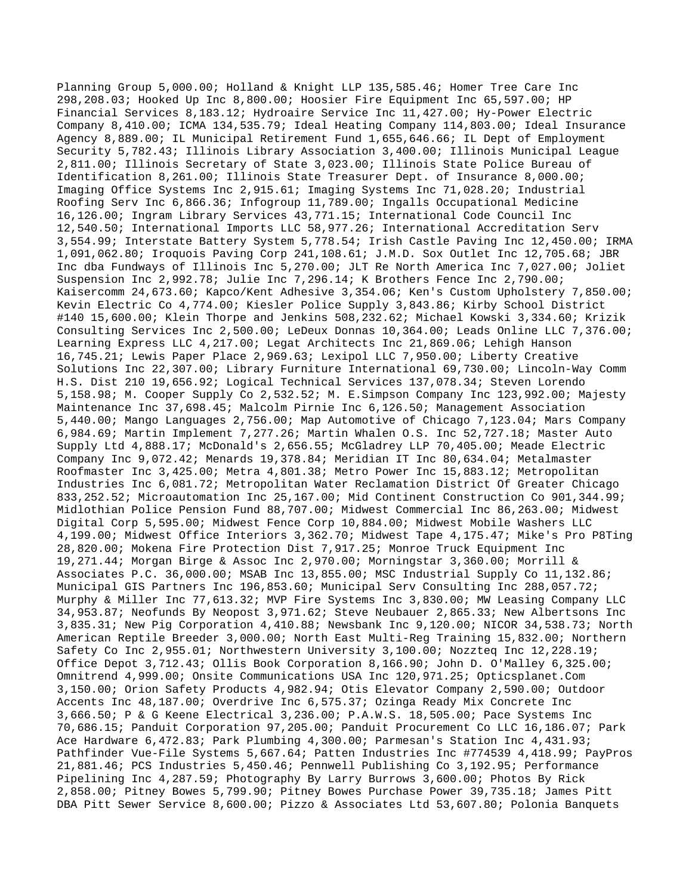Planning Group 5,000.00; Holland & Knight LLP 135,585.46; Homer Tree Care Inc 298,208.03; Hooked Up Inc 8,800.00; Hoosier Fire Equipment Inc 65,597.00; HP Financial Services 8,183.12; Hydroaire Service Inc 11,427.00; Hy-Power Electric Company 8,410.00; ICMA 134,535.79; Ideal Heating Company 114,803.00; Ideal Insurance Agency 8,889.00; IL Municipal Retirement Fund 1,655,646.66; IL Dept of Employment Security 5,782.43; Illinois Library Association 3,400.00; Illinois Municipal League 2,811.00; Illinois Secretary of State 3,023.00; Illinois State Police Bureau of Identification 8,261.00; Illinois State Treasurer Dept. of Insurance 8,000.00; Imaging Office Systems Inc 2,915.61; Imaging Systems Inc 71,028.20; Industrial Roofing Serv Inc 6,866.36; Infogroup 11,789.00; Ingalls Occupational Medicine 16,126.00; Ingram Library Services 43,771.15; International Code Council Inc 12,540.50; International Imports LLC 58,977.26; International Accreditation Serv 3,554.99; Interstate Battery System 5,778.54; Irish Castle Paving Inc 12,450.00; IRMA 1,091,062.80; Iroquois Paving Corp 241,108.61; J.M.D. Sox Outlet Inc 12,705.68; JBR Inc dba Fundways of Illinois Inc 5,270.00; JLT Re North America Inc 7,027.00; Joliet Suspension Inc 2,992.78; Julie Inc 7,296.14; K Brothers Fence Inc 2,790.00; Kaisercomm 24,673.60; Kapco/Kent Adhesive 3,354.06; Ken's Custom Upholstery 7,850.00; Kevin Electric Co 4,774.00; Kiesler Police Supply 3,843.86; Kirby School District #140 15,600.00; Klein Thorpe and Jenkins 508,232.62; Michael Kowski 3,334.60; Krizik Consulting Services Inc 2,500.00; LeDeux Donnas 10,364.00; Leads Online LLC 7,376.00; Learning Express LLC 4,217.00; Legat Architects Inc 21,869.06; Lehigh Hanson 16,745.21; Lewis Paper Place 2,969.63; Lexipol LLC 7,950.00; Liberty Creative Solutions Inc 22,307.00; Library Furniture International 69,730.00; Lincoln-Way Comm H.S. Dist 210 19,656.92; Logical Technical Services 137,078.34; Steven Lorendo 5,158.98; M. Cooper Supply Co 2,532.52; M. E.Simpson Company Inc 123,992.00; Majesty Maintenance Inc 37,698.45; Malcolm Pirnie Inc 6,126.50; Management Association 5,440.00; Mango Languages 2,756.00; Map Automotive of Chicago 7,123.04; Mars Company 6,984.69; Martin Implement 7,277.26; Martin Whalen O.S. Inc 52,727.18; Master Auto Supply Ltd 4,888.17; McDonald's 2,656.55; McGladrey LLP 70,405.00; Meade Electric Company Inc 9,072.42; Menards 19,378.84; Meridian IT Inc 80,634.04; Metalmaster Roofmaster Inc 3,425.00; Metra 4,801.38; Metro Power Inc 15,883.12; Metropolitan Industries Inc 6,081.72; Metropolitan Water Reclamation District Of Greater Chicago 833,252.52; Microautomation Inc 25,167.00; Mid Continent Construction Co 901,344.99; Midlothian Police Pension Fund 88,707.00; Midwest Commercial Inc 86,263.00; Midwest Digital Corp 5,595.00; Midwest Fence Corp 10,884.00; Midwest Mobile Washers LLC 4,199.00; Midwest Office Interiors 3,362.70; Midwest Tape 4,175.47; Mike's Pro P8Ting 28,820.00; Mokena Fire Protection Dist 7,917.25; Monroe Truck Equipment Inc 19,271.44; Morgan Birge & Assoc Inc 2,970.00; Morningstar 3,360.00; Morrill & Associates P.C. 36,000.00; MSAB Inc 13,855.00; MSC Industrial Supply Co 11,132.86; Municipal GIS Partners Inc 196,853.60; Municipal Serv Consulting Inc 288,057.72; Murphy & Miller Inc 77,613.32; MVP Fire Systems Inc 3,830.00; MW Leasing Company LLC 34,953.87; Neofunds By Neopost 3,971.62; Steve Neubauer 2,865.33; New Albertsons Inc 3,835.31; New Pig Corporation 4,410.88; Newsbank Inc 9,120.00; NICOR 34,538.73; North American Reptile Breeder 3,000.00; North East Multi-Reg Training 15,832.00; Northern Safety Co Inc 2,955.01; Northwestern University 3,100.00; Nozzteq Inc 12,228.19; Office Depot 3,712.43; Ollis Book Corporation 8,166.90; John D. O'Malley 6,325.00; Omnitrend 4,999.00; Onsite Communications USA Inc 120,971.25; Opticsplanet.Com 3,150.00; Orion Safety Products 4,982.94; Otis Elevator Company 2,590.00; Outdoor Accents Inc 48,187.00; Overdrive Inc 6,575.37; Ozinga Ready Mix Concrete Inc 3,666.50; P & G Keene Electrical 3,236.00; P.A.W.S. 18,505.00; Pace Systems Inc 70,686.15; Panduit Corporation 97,205.00; Panduit Procurement Co LLC 16,186.07; Park Ace Hardware 6,472.83; Park Plumbing 4,300.00; Parmesan's Station Inc 4,431.93; Pathfinder Vue-File Systems 5,667.64; Patten Industries Inc #774539 4,418.99; PayPros 21,881.46; PCS Industries 5,450.46; Pennwell Publishing Co 3,192.95; Performance Pipelining Inc 4,287.59; Photography By Larry Burrows 3,600.00; Photos By Rick 2,858.00; Pitney Bowes 5,799.90; Pitney Bowes Purchase Power 39,735.18; James Pitt DBA Pitt Sewer Service 8,600.00; Pizzo & Associates Ltd 53,607.80; Polonia Banquets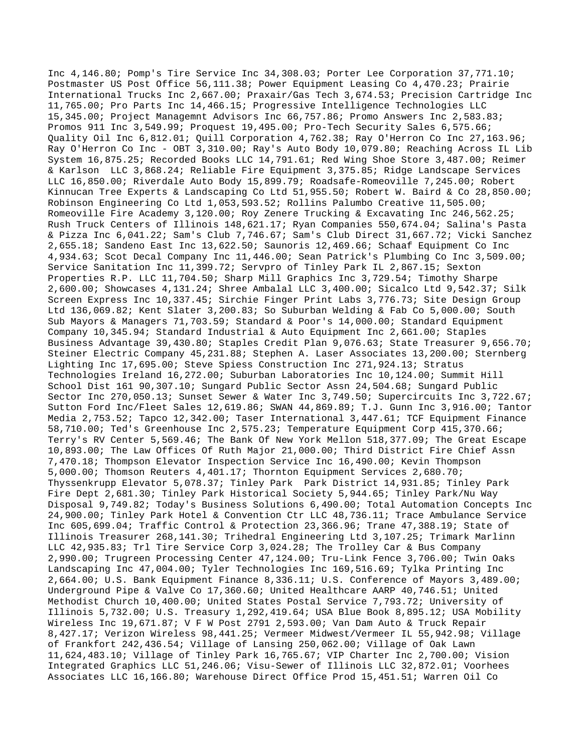Inc 4,146.80; Pomp's Tire Service Inc 34,308.03; Porter Lee Corporation 37,771.10; Postmaster US Post Office 56,111.38; Power Equipment Leasing Co 4,470.23; Prairie International Trucks Inc 2,667.00; Praxair/Gas Tech 3,674.53; Precision Cartridge Inc 11,765.00; Pro Parts Inc 14,466.15; Progressive Intelligence Technologies LLC 15,345.00; Project Managemnt Advisors Inc 66,757.86; Promo Answers Inc 2,583.83; Promos 911 Inc 3,549.99; Proquest 19,495.00; Pro-Tech Security Sales 6,575.66; Quality Oil Inc 6,812.01; Quill Corporation 4,762.38; Ray O'Herron Co Inc 27,163.96; Ray O'Herron Co Inc - OBT 3,310.00; Ray's Auto Body 10,079.80; Reaching Across IL Lib System 16,875.25; Recorded Books LLC 14,791.61; Red Wing Shoe Store 3,487.00; Reimer & Karlson LLC 3,868.24; Reliable Fire Equipment 3,375.85; Ridge Landscape Services LLC 16,850.00; Riverdale Auto Body 15,899.79; Roadsafe-Romeoville 7,245.00; Robert Kinnucan Tree Experts & Landscaping Co Ltd 51,955.50; Robert W. Baird & Co 28,850.00; Robinson Engineering Co Ltd 1,053,593.52; Rollins Palumbo Creative 11,505.00; Romeoville Fire Academy 3,120.00; Roy Zenere Trucking & Excavating Inc 246,562.25; Rush Truck Centers of Illinois 148,621.17; Ryan Companies 550,674.04; Salina's Pasta & Pizza Inc 6,041.22; Sam's Club 7,746.67; Sam's Club Direct 31,667.72; Vicki Sanchez 2,655.18; Sandeno East Inc 13,622.50; Saunoris 12,469.66; Schaaf Equipment Co Inc 4,934.63; Scot Decal Company Inc 11,446.00; Sean Patrick's Plumbing Co Inc 3,509.00; Service Sanitation Inc 11,399.72; Servpro of Tinley Park IL 2,867.15; Sexton Properties R.P. LLC 11,704.50; Sharp Mill Graphics Inc 3,729.54; Timothy Sharpe 2,600.00; Showcases 4,131.24; Shree Ambalal LLC 3,400.00; Sicalco Ltd 9,542.37; Silk Screen Express Inc 10,337.45; Sirchie Finger Print Labs 3,776.73; Site Design Group Ltd 136,069.82; Kent Slater 3,200.83; So Suburban Welding & Fab Co 5,000.00; South Sub Mayors & Managers 71,703.59; Standard & Poor's 14,000.00; Standard Equipment Company 10,345.94; Standard Industrial & Auto Equipment Inc 2,661.00; Staples Business Advantage 39,430.80; Staples Credit Plan 9,076.63; State Treasurer 9,656.70; Steiner Electric Company 45,231.88; Stephen A. Laser Associates 13,200.00; Sternberg Lighting Inc 17,695.00; Steve Spiess Construction Inc 271,924.13; Stratus Technologies Ireland 16,272.00; Suburban Laboratories Inc 10,124.00; Summit Hill School Dist 161 90,307.10; Sungard Public Sector Assn 24,504.68; Sungard Public Sector Inc 270,050.13; Sunset Sewer & Water Inc 3,749.50; Supercircuits Inc 3,722.67; Sutton Ford Inc/Fleet Sales 12,619.86; SWAN 44,869.89; T.J. Gunn Inc 3,916.00; Tantor Media 2,753.52; Tapco 12,342.00; Taser International 3,447.61; TCF Equipment Finance 58,710.00; Ted's Greenhouse Inc 2,575.23; Temperature Equipment Corp 415,370.66; Terry's RV Center 5,569.46; The Bank Of New York Mellon 518,377.09; The Great Escape 10,893.00; The Law Offices Of Ruth Major 21,000.00; Third District Fire Chief Assn 7,470.18; Thompson Elevator Inspection Service Inc 16,490.00; Kevin Thompson 5,000.00; Thomson Reuters 4,401.17; Thornton Equipment Services 2,680.70; Thyssenkrupp Elevator 5,078.37; Tinley Park Park District 14,931.85; Tinley Park Fire Dept 2,681.30; Tinley Park Historical Society 5,944.65; Tinley Park/Nu Way Disposal 9,749.82; Today's Business Solutions 6,490.00; Total Automation Concepts Inc 24,900.00; Tinley Park Hotel & Convention Ctr LLC 48,736.11; Trace Ambulance Service Inc 605,699.04; Traffic Control & Protection 23,366.96; Trane 47,388.19; State of Illinois Treasurer 268,141.30; Trihedral Engineering Ltd 3,107.25; Trimark Marlinn LLC 42,935.83; Trl Tire Service Corp 3,024.28; The Trolley Car & Bus Company 2,990.00; Trugreen Processing Center 47,124.00; Tru-Link Fence 3,706.00; Twin Oaks Landscaping Inc 47,004.00; Tyler Technologies Inc 169,516.69; Tylka Printing Inc 2,664.00; U.S. Bank Equipment Finance 8,336.11; U.S. Conference of Mayors 3,489.00; Underground Pipe & Valve Co 17,360.60; United Healthcare AARP 40,746.51; United Methodist Church 10,400.00; United States Postal Service 7,793.72; University of Illinois 5,732.00; U.S. Treasury 1,292,419.64; USA Blue Book 8,895.12; USA Mobility Wireless Inc 19,671.87; V F W Post 2791 2,593.00; Van Dam Auto & Truck Repair 8,427.17; Verizon Wireless 98,441.25; Vermeer Midwest/Vermeer IL 55,942.98; Village of Frankfort 242,436.54; Village of Lansing 250,062.00; Village of Oak Lawn 11,624,483.10; Village of Tinley Park 16,765.67; VIP Charter Inc 2,700.00; Vision Integrated Graphics LLC 51,246.06; Visu-Sewer of Illinois LLC 32,872.01; Voorhees Associates LLC 16,166.80; Warehouse Direct Office Prod 15,451.51; Warren Oil Co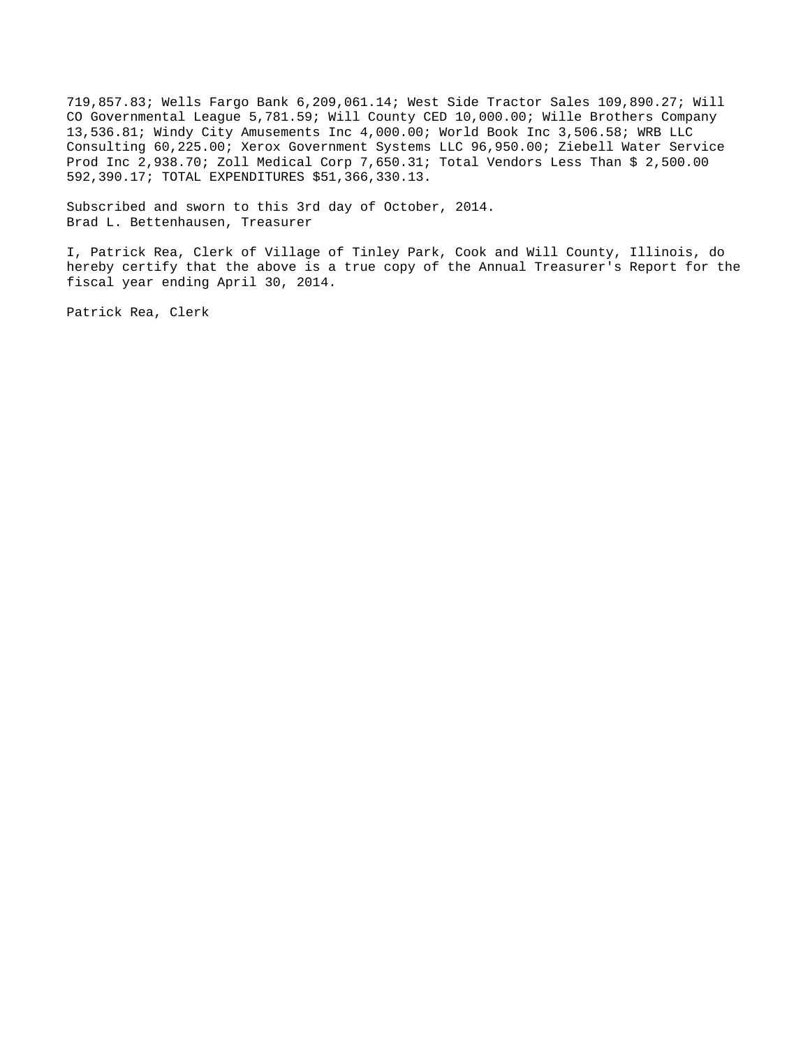719,857.83; Wells Fargo Bank 6,209,061.14; West Side Tractor Sales 109,890.27; Will CO Governmental League 5,781.59; Will County CED 10,000.00; Wille Brothers Company 13,536.81; Windy City Amusements Inc 4,000.00; World Book Inc 3,506.58; WRB LLC Consulting 60,225.00; Xerox Government Systems LLC 96,950.00; Ziebell Water Service Prod Inc 2,938.70; Zoll Medical Corp 7,650.31; Total Vendors Less Than $ 2,500.00 592,390.17; TOTAL EXPENDITURES $51,366,330.13.

Subscribed and sworn to this 3rd day of October, 2014.
Brad L. Bettenhausen, Treasurer

I, Patrick Rea, Clerk of Village of Tinley Park, Cook and Will County, Illinois, do hereby certify that the above is a true copy of the Annual Treasurer's Report for the fiscal year ending April 30, 2014.

Patrick Rea, Clerk